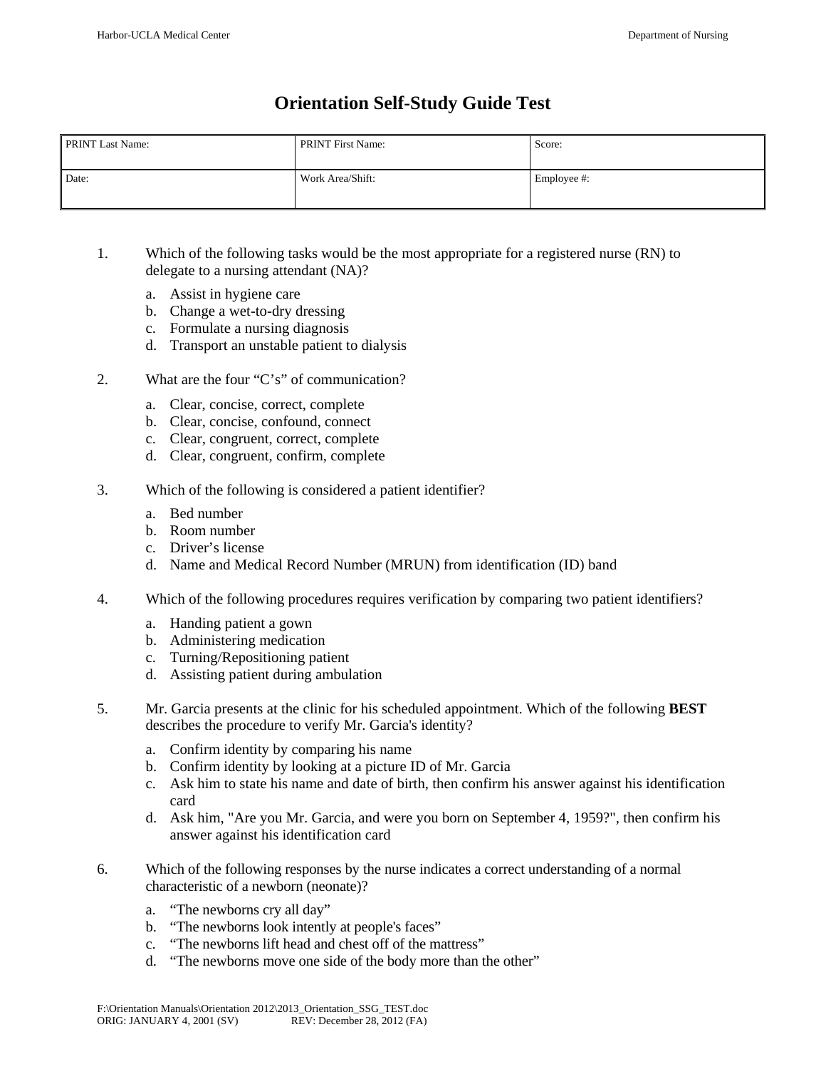# Orientation Self-Study Guide Test

| PRINT Last Name: | PRINT First Name: | Score: |
|---|---|---|
| Date: | Work Area/Shift: | Employee #: |

1. Which of the following tasks would be the most appropriate for a registered nurse (RN) to delegate to a nursing attendant (NA)?

   a. Assist in hygiene care
   b. Change a wet-to-dry dressing
   c. Formulate a nursing diagnosis
   d. Transport an unstable patient to dialysis

2. What are the four "C's" of communication?

   a. Clear, concise, correct, complete
   b. Clear, concise, confound, connect
   c. Clear, congruent, correct, complete
   d. Clear, congruent, confirm, complete

3. Which of the following is considered a patient identifier?

   a. Bed number
   b. Room number
   c. Driver's license
   d. Name and Medical Record Number (MRUN) from identification (ID) band

4. Which of the following procedures requires verification by comparing two patient identifiers?

   a. Handing patient a gown
   b. Administering medication
   c. Turning/Repositioning patient
   d. Assisting patient during ambulation

5. Mr. Garcia presents at the clinic for his scheduled appointment. Which of the following **BEST** describes the procedure to verify Mr. Garcia's identity?

   a. Confirm identity by comparing his name
   b. Confirm identity by looking at a picture ID of Mr. Garcia
   c. Ask him to state his name and date of birth, then confirm his answer against his identification card
   d. Ask him, "Are you Mr. Garcia, and were you born on September 4, 1959?", then confirm his answer against his identification card

6. Which of the following responses by the nurse indicates a correct understanding of a normal characteristic of a newborn (neonate)?

   a. "The newborns cry all day"
   b. "The newborns look intently at people's faces"
   c. "The newborns lift head and chest off of the mattress"
   d. "The newborns move one side of the body more than the other"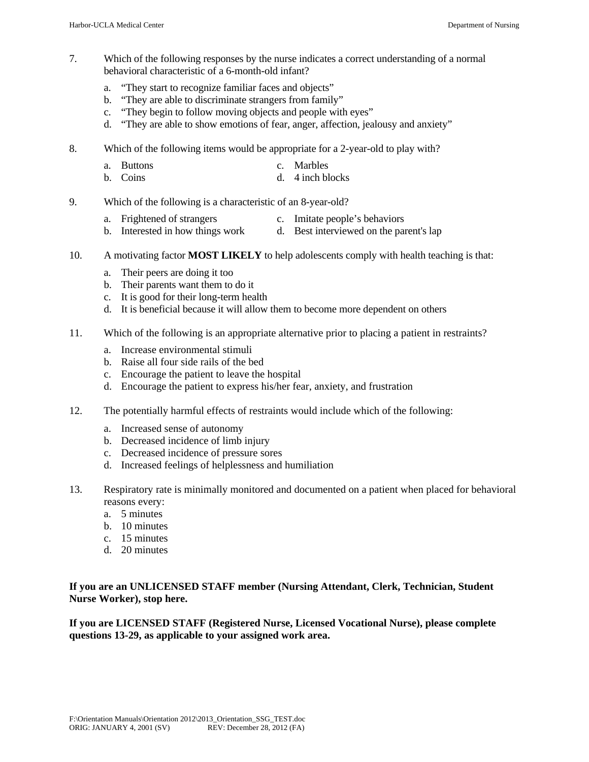7. Which of the following responses by the nurse indicates a correct understanding of a normal behavioral characteristic of a 6-month-old infant?

   a. "They start to recognize familiar faces and objects"
   b. "They are able to discriminate strangers from family"
   c. "They begin to follow moving objects and people with eyes"
   d. "They are able to show emotions of fear, anger, affection, jealousy and anxiety"

8. Which of the following items would be appropriate for a 2-year-old to play with?

   a. Buttons
   b. Coins
   c. Marbles
   d. 4 inch blocks

9. Which of the following is a characteristic of an 8-year-old?

   a. Frightened of strangers
   b. Interested in how things work
   c. Imitate people's behaviors
   d. Best interviewed on the parent's lap

10. A motivating factor **MOST LIKELY** to help adolescents comply with health teaching is that:

    a. Their peers are doing it too
    b. Their parents want them to do it
    c. It is good for their long-term health
    d. It is beneficial because it will allow them to become more dependent on others

11. Which of the following is an appropriate alternative prior to placing a patient in restraints?

    a. Increase environmental stimuli
    b. Raise all four side rails of the bed
    c. Encourage the patient to leave the hospital
    d. Encourage the patient to express his/her fear, anxiety, and frustration

12. The potentially harmful effects of restraints would include which of the following:

    a. Increased sense of autonomy
    b. Decreased incidence of limb injury
    c. Decreased incidence of pressure sores
    d. Increased feelings of helplessness and humiliation

13. Respiratory rate is minimally monitored and documented on a patient when placed for behavioral reasons every:

    a. 5 minutes
    b. 10 minutes
    c. 15 minutes
    d. 20 minutes

**If you are an UNLICENSED STAFF member (Nursing Attendant, Clerk, Technician, Student Nurse Worker), stop here.**

**If you are LICENSED STAFF (Registered Nurse, Licensed Vocational Nurse), please complete questions 13-29, as applicable to your assigned work area.**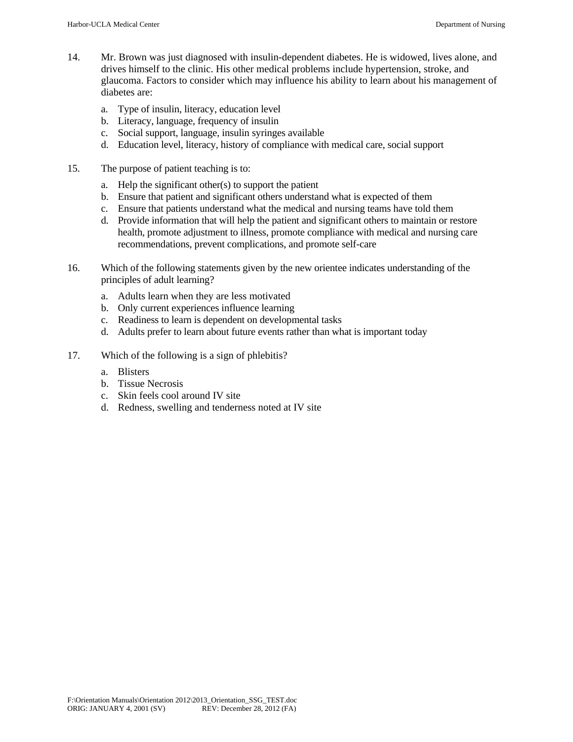14. Mr. Brown was just diagnosed with insulin-dependent diabetes. He is widowed, lives alone, and drives himself to the clinic. His other medical problems include hypertension, stroke, and glaucoma. Factors to consider which may influence his ability to learn about his management of diabetes are:

    a. Type of insulin, literacy, education level
    b. Literacy, language, frequency of insulin
    c. Social support, language, insulin syringes available
    d. Education level, literacy, history of compliance with medical care, social support

15. The purpose of patient teaching is to:

    a. Help the significant other(s) to support the patient
    b. Ensure that patient and significant others understand what is expected of them
    c. Ensure that patients understand what the medical and nursing teams have told them
    d. Provide information that will help the patient and significant others to maintain or restore health, promote adjustment to illness, promote compliance with medical and nursing care recommendations, prevent complications, and promote self-care

16. Which of the following statements given by the new orientee indicates understanding of the principles of adult learning?

    a. Adults learn when they are less motivated
    b. Only current experiences influence learning
    c. Readiness to learn is dependent on developmental tasks
    d. Adults prefer to learn about future events rather than what is important today

17. Which of the following is a sign of phlebitis?

    a. Blisters
    b. Tissue Necrosis
    c. Skin feels cool around IV site
    d. Redness, swelling and tenderness noted at IV site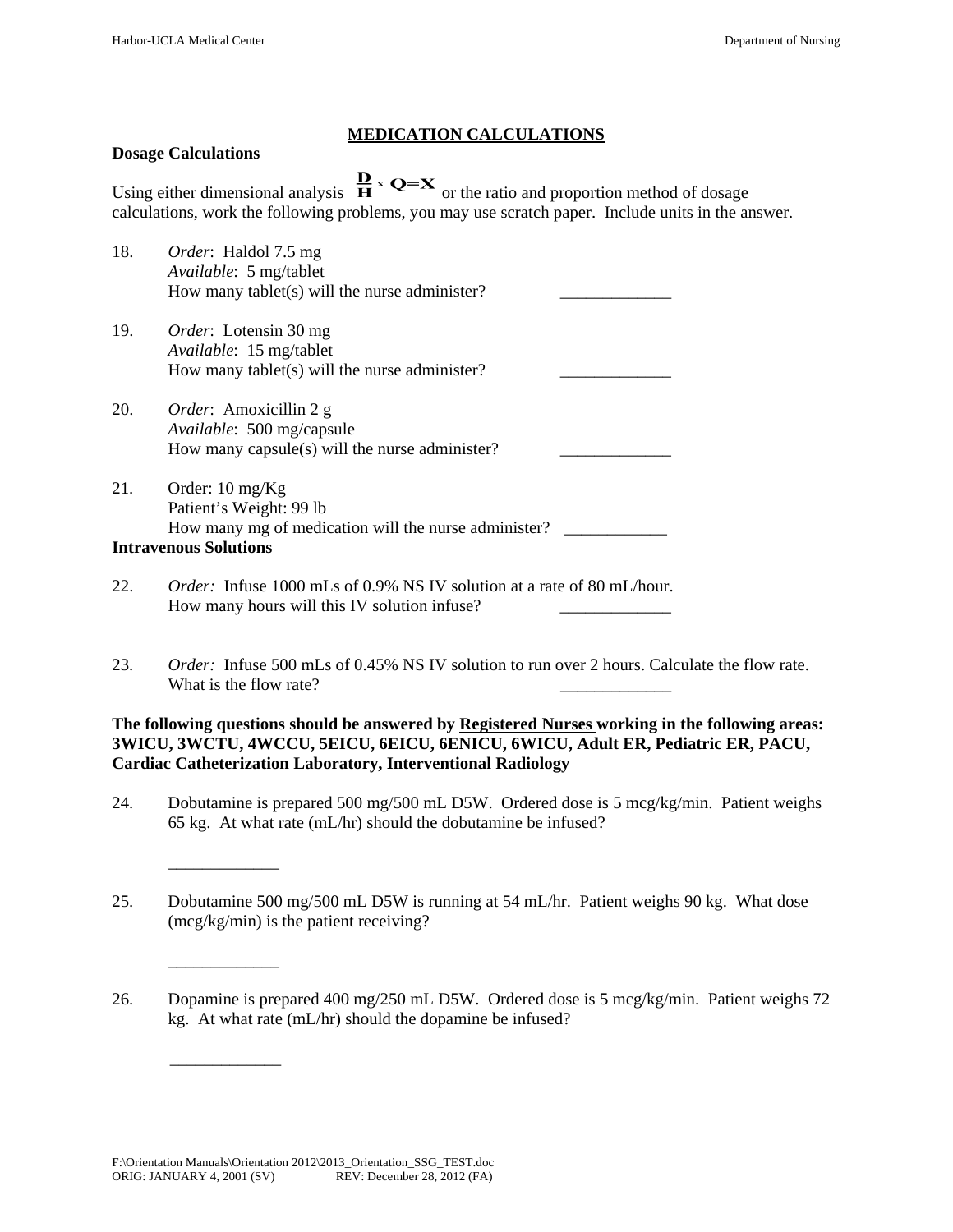## MEDICATION CALCULATIONS

**Dosage Calculations**

Using either dimensional analysis $\frac{\mathbf{D}}{\mathbf{H}} \times \mathbf{Q} = \mathbf{X}$ or the ratio and proportion method of dosage calculations, work the following problems, you may use scratch paper. Include units in the answer.

18. *Order*: Haldol 7.5 mg
    *Available*: 5 mg/tablet
    How many tablet(s) will the nurse administer? _____________

19. *Order*: Lotensin 30 mg
    *Available*: 15 mg/tablet
    How many tablet(s) will the nurse administer? _____________

20. *Order*: Amoxicillin 2 g
    *Available*: 500 mg/capsule
    How many capsule(s) will the nurse administer? _____________

21. Order: 10 mg/Kg
    Patient's Weight: 99 lb
    How many mg of medication will the nurse administer? ____________

**Intravenous Solutions**

22. *Order:* Infuse 1000 mLs of 0.9% NS IV solution at a rate of 80 mL/hour.
    How many hours will this IV solution infuse? _____________

23. *Order:* Infuse 500 mLs of 0.45% NS IV solution to run over 2 hours. Calculate the flow rate.
    What is the flow rate? _____________

**The following questions should be answered by Registered Nurses working in the following areas: 3WICU, 3WCTU, 4WCCU, 5EICU, 6EICU, 6ENICU, 6WICU, Adult ER, Pediatric ER, PACU, Cardiac Catheterization Laboratory, Interventional Radiology**

24. Dobutamine is prepared 500 mg/500 mL D5W. Ordered dose is 5 mcg/kg/min. Patient weighs 65 kg. At what rate (mL/hr) should the dobutamine be infused?

    _____________

25. Dobutamine 500 mg/500 mL D5W is running at 54 mL/hr. Patient weighs 90 kg. What dose (mcg/kg/min) is the patient receiving?

    _____________

26. Dopamine is prepared 400 mg/250 mL D5W. Ordered dose is 5 mcg/kg/min. Patient weighs 72 kg. At what rate (mL/hr) should the dopamine be infused?

    _____________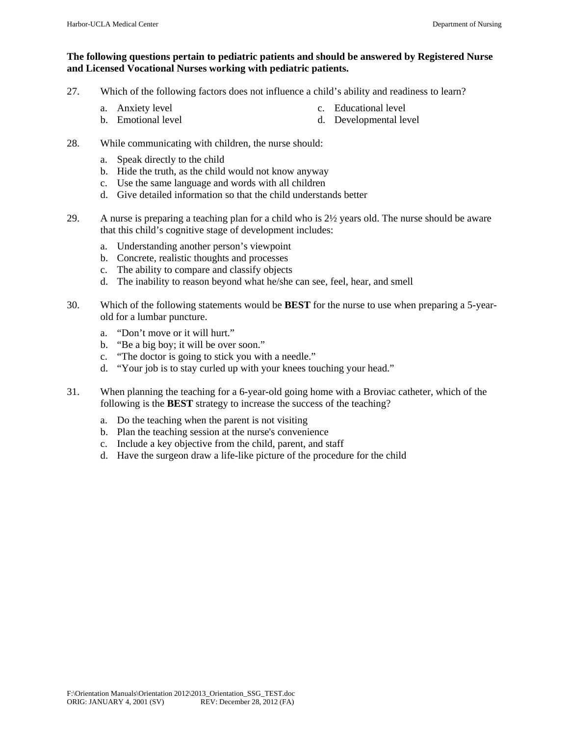**The following questions pertain to pediatric patients and should be answered by Registered Nurse and Licensed Vocational Nurses working with pediatric patients.**

27. Which of the following factors does not influence a child's ability and readiness to learn?

    a. Anxiety level
    b. Emotional level
    c. Educational level
    d. Developmental level

28. While communicating with children, the nurse should:

    a. Speak directly to the child
    b. Hide the truth, as the child would not know anyway
    c. Use the same language and words with all children
    d. Give detailed information so that the child understands better

29. A nurse is preparing a teaching plan for a child who is 2½ years old. The nurse should be aware that this child's cognitive stage of development includes:

    a. Understanding another person's viewpoint
    b. Concrete, realistic thoughts and processes
    c. The ability to compare and classify objects
    d. The inability to reason beyond what he/she can see, feel, hear, and smell

30. Which of the following statements would be **BEST** for the nurse to use when preparing a 5-year-old for a lumbar puncture.

    a. "Don't move or it will hurt."
    b. "Be a big boy; it will be over soon."
    c. "The doctor is going to stick you with a needle."
    d. "Your job is to stay curled up with your knees touching your head."

31. When planning the teaching for a 6-year-old going home with a Broviac catheter, which of the following is the **BEST** strategy to increase the success of the teaching?

    a. Do the teaching when the parent is not visiting
    b. Plan the teaching session at the nurse's convenience
    c. Include a key objective from the child, parent, and staff
    d. Have the surgeon draw a life-like picture of the procedure for the child